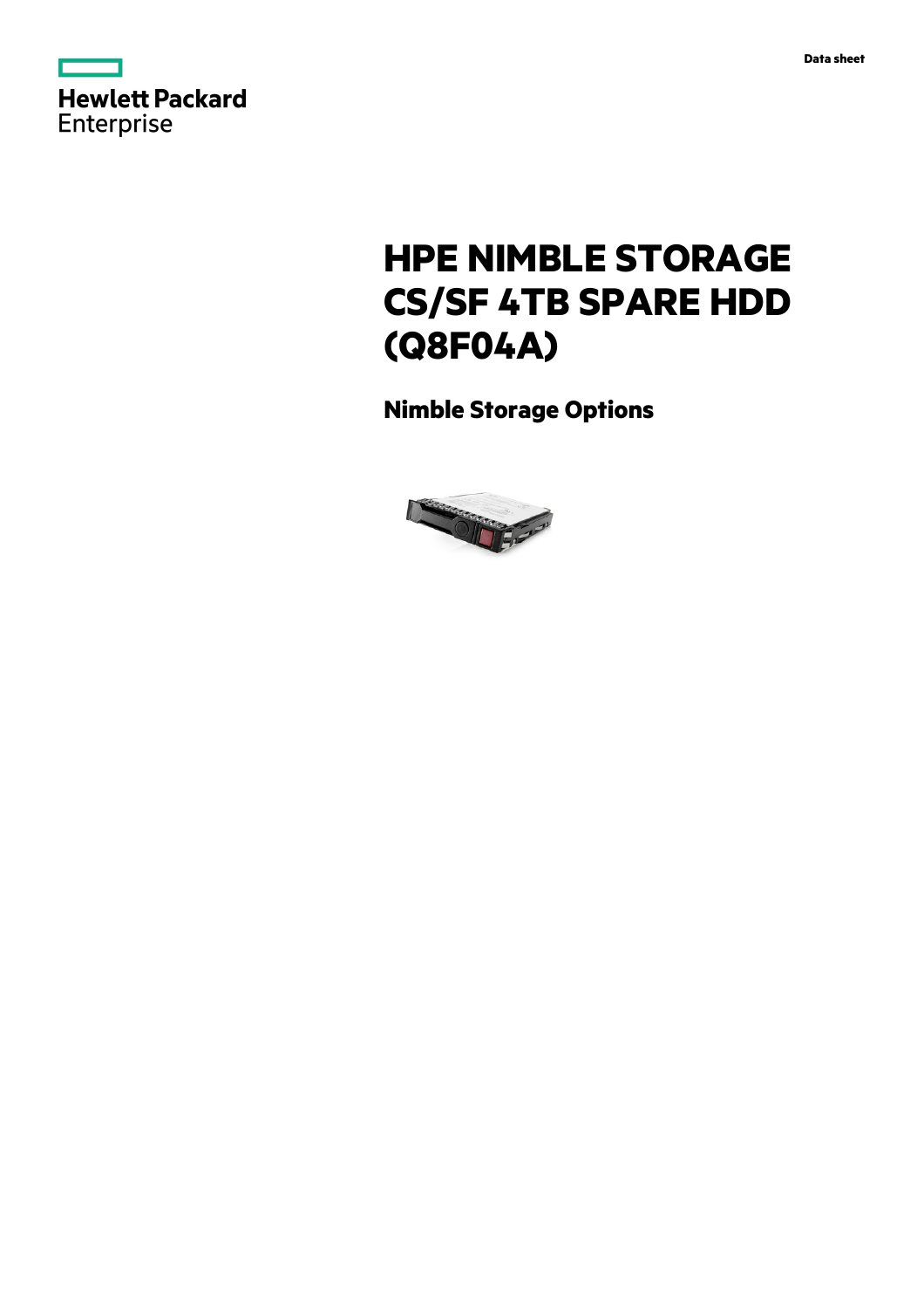Hewlett Packard Enterprise

Data sheet

# HPE NIMBLE STORAGE CS/SF 4TB SPARE HDD (Q8F04A)

## Nimble Storage Options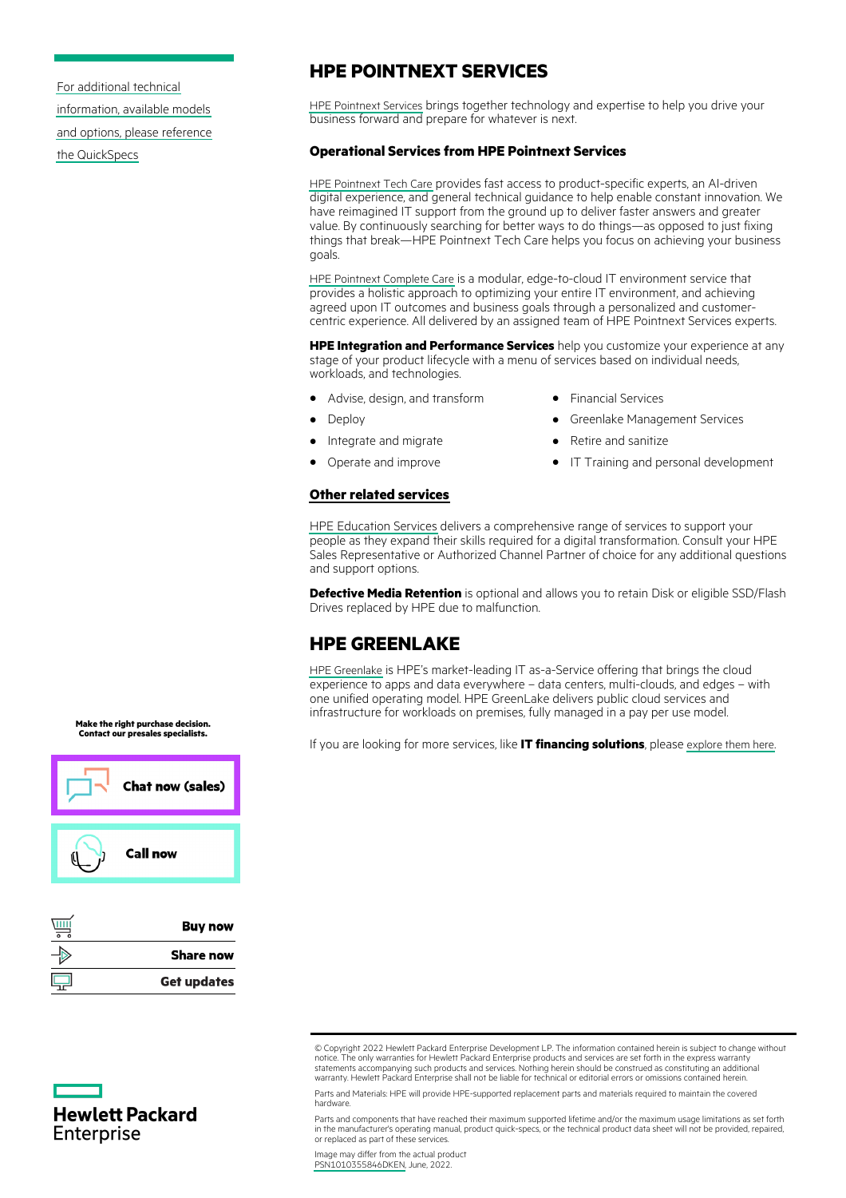For additional technical information, available models and options, please reference the QuickSpecs

## HPE POINTNEXT SERVICES

HPE Pointnext Services brings together technology and expertise to help you drive your business forward and prepare for whatever is next.

### Operational Services from HPE Pointnext Services

HPE Pointnext Tech Care provides fast access to product-specific experts, an AI-driven digital experience, and general technical guidance to help enable constant innovation. We have reimagined IT support from the ground up to deliver faster answers and greater value. By continuously searching for better ways to do things—as opposed to just fixing things that break—HPE Pointnext Tech Care helps you focus on achieving your business goals.

HPE Pointnext Complete Care is a modular, edge-to-cloud IT environment service that provides a holistic approach to optimizing your entire IT environment, and achieving agreed upon IT outcomes and business goals through a personalized and customer-centric experience. All delivered by an assigned team of HPE Pointnext Services experts.

**HPE Integration and Performance Services** help you customize your experience at any stage of your product lifecycle with a menu of services based on individual needs, workloads, and technologies.

- Advise, design, and transform
- Deploy
- Integrate and migrate
- Operate and improve
- Financial Services
- Greenlake Management Services
- Retire and sanitize
- IT Training and personal development

### Other related services

HPE Education Services delivers a comprehensive range of services to support your people as they expand their skills required for a digital transformation. Consult your HPE Sales Representative or Authorized Channel Partner of choice for any additional questions and support options.

**Defective Media Retention** is optional and allows you to retain Disk or eligible SSD/Flash Drives replaced by HPE due to malfunction.

## HPE GREENLAKE

HPE Greenlake is HPE's market-leading IT as-a-Service offering that brings the cloud experience to apps and data everywhere – data centers, multi-clouds, and edges – with one unified operating model. HPE GreenLake delivers public cloud services and infrastructure for workloads on premises, fully managed in a pay per use model.

If you are looking for more services, like **IT financing solutions**, please explore them here.

**Make the right purchase decision. Contact our presales specialists.**

**Chat now (sales)**

**Call now**

**Buy now**

**Share now**

**Get updates**

© Copyright 2022 Hewlett Packard Enterprise Development LP. The information contained herein is subject to change without notice. The only warranties for Hewlett Packard Enterprise products and services are set forth in the express warranty statements accompanying such products and services. Nothing herein should be construed as constituting an additional warranty. Hewlett Packard Enterprise shall not be liable for technical or editorial errors or omissions contained herein.

Parts and Materials: HPE will provide HPE-supported replacement parts and materials required to maintain the covered hardware.

Parts and components that have reached their maximum supported lifetime and/or the maximum usage limitations as set forth in the manufacturer's operating manual, product quick-specs, or the technical product data sheet will not be provided, repaired, or replaced as part of these services.

Image may differ from the actual product

PSN1010355846DKEN, June, 2022.

Hewlett Packard Enterprise